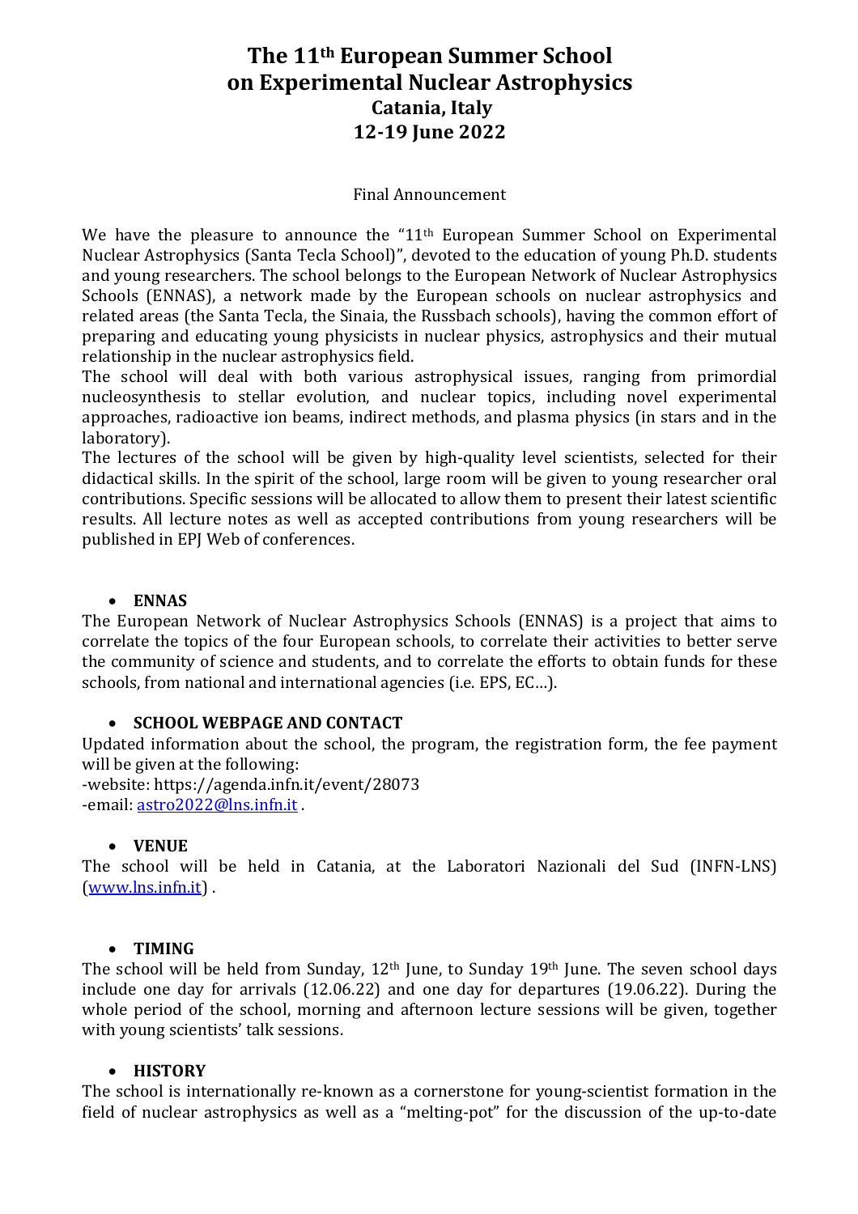# The 11th European Summer School on Experimental Nuclear Astrophysics
## Catania, Italy
## 12-19 June 2022

Final Announcement

We have the pleasure to announce the "11th European Summer School on Experimental Nuclear Astrophysics (Santa Tecla School)", devoted to the education of young Ph.D. students and young researchers. The school belongs to the European Network of Nuclear Astrophysics Schools (ENNAS), a network made by the European schools on nuclear astrophysics and related areas (the Santa Tecla, the Sinaia, the Russbach schools), having the common effort of preparing and educating young physicists in nuclear physics, astrophysics and their mutual relationship in the nuclear astrophysics field.

The school will deal with both various astrophysical issues, ranging from primordial nucleosynthesis to stellar evolution, and nuclear topics, including novel experimental approaches, radioactive ion beams, indirect methods, and plasma physics (in stars and in the laboratory).

The lectures of the school will be given by high-quality level scientists, selected for their didactical skills. In the spirit of the school, large room will be given to young researcher oral contributions. Specific sessions will be allocated to allow them to present their latest scientific results. All lecture notes as well as accepted contributions from young researchers will be published in EPJ Web of conferences.

- **ENNAS**

The European Network of Nuclear Astrophysics Schools (ENNAS) is a project that aims to correlate the topics of the four European schools, to correlate their activities to better serve the community of science and students, and to correlate the efforts to obtain funds for these schools, from national and international agencies (i.e. EPS, EC…).

- **SCHOOL WEBPAGE AND CONTACT**

Updated information about the school, the program, the registration form, the fee payment will be given at the following:
-website: https://agenda.infn.it/event/28073
-email: astro2022@lns.infn.it .

- **VENUE**

The school will be held in Catania, at the Laboratori Nazionali del Sud (INFN-LNS) (www.lns.infn.it) .

- **TIMING**

The school will be held from Sunday, 12th June, to Sunday 19th June. The seven school days include one day for arrivals (12.06.22) and one day for departures (19.06.22). During the whole period of the school, morning and afternoon lecture sessions will be given, together with young scientists' talk sessions.

- **HISTORY**

The school is internationally re-known as a cornerstone for young-scientist formation in the field of nuclear astrophysics as well as a "melting-pot" for the discussion of the up-to-date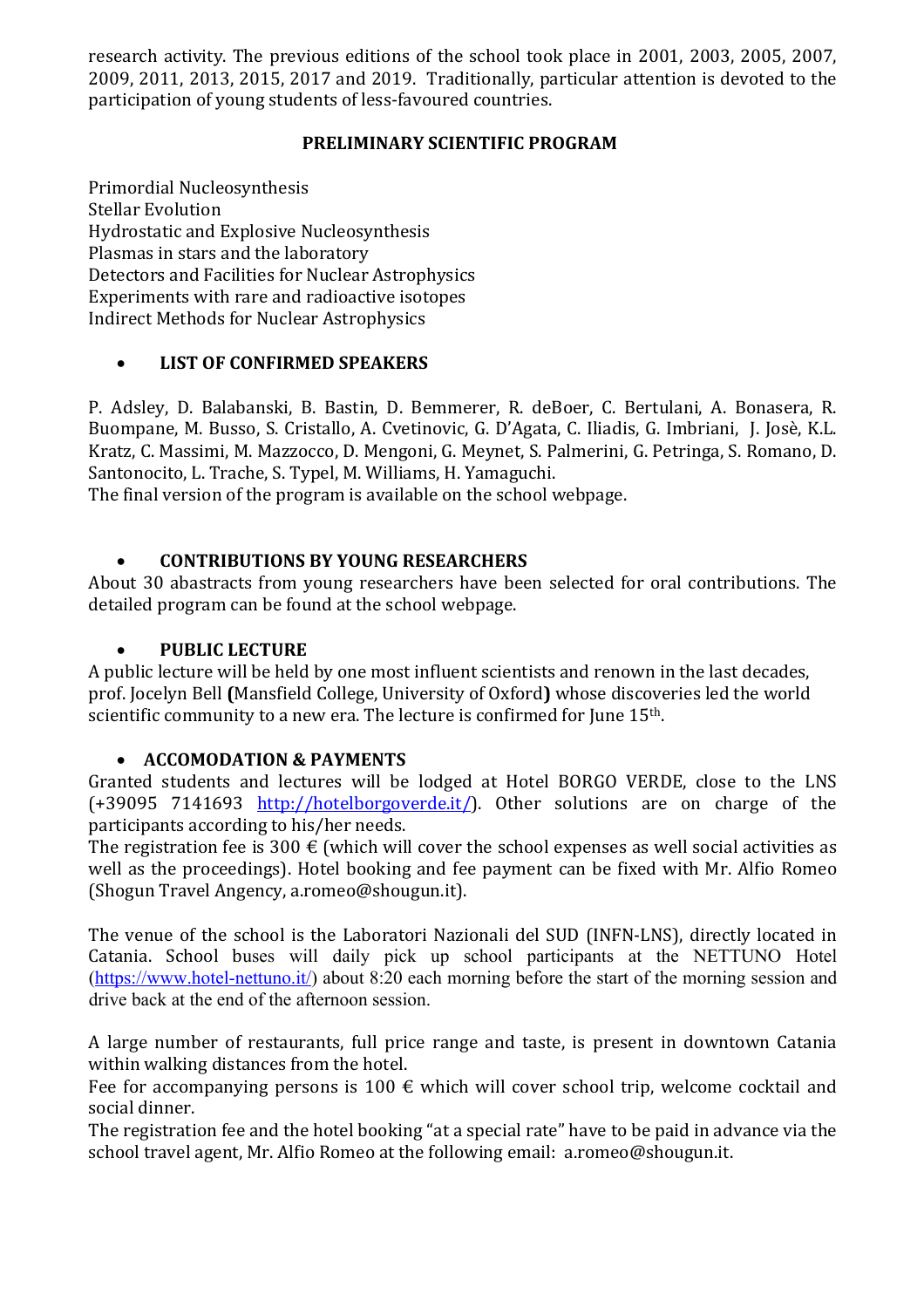research activity. The previous editions of the school took place in 2001, 2003, 2005, 2007, 2009, 2011, 2013, 2015, 2017 and 2019. Traditionally, particular attention is devoted to the participation of young students of less-favoured countries.

## PRELIMINARY SCIENTIFIC PROGRAM

Primordial Nucleosynthesis
Stellar Evolution
Hydrostatic and Explosive Nucleosynthesis
Plasmas in stars and the laboratory
Detectors and Facilities for Nuclear Astrophysics
Experiments with rare and radioactive isotopes
Indirect Methods for Nuclear Astrophysics

- **LIST OF CONFIRMED SPEAKERS**

P. Adsley, D. Balabanski, B. Bastin, D. Bemmerer, R. deBoer, C. Bertulani, A. Bonasera, R. Buompane, M. Busso, S. Cristallo, A. Cvetinovic, G. D'Agata, C. Iliadis, G. Imbriani, J. Josè, K.L. Kratz, C. Massimi, M. Mazzocco, D. Mengoni, G. Meynet, S. Palmerini, G. Petringa, S. Romano, D. Santonocito, L. Trache, S. Typel, M. Williams, H. Yamaguchi.
The final version of the program is available on the school webpage.

- **CONTRIBUTIONS BY YOUNG RESEARCHERS**

About 30 abastracts from young researchers have been selected for oral contributions. The detailed program can be found at the school webpage.

- **PUBLIC LECTURE**

A public lecture will be held by one most influent scientists and renown in the last decades, prof. Jocelyn Bell **(**Mansfield College, University of Oxford**)** whose discoveries led the world scientific community to a new era. The lecture is confirmed for June 15th.

- **ACCOMODATION & PAYMENTS**

Granted students and lectures will be lodged at Hotel BORGO VERDE, close to the LNS (+39095 7141693 http://hotelborgoverde.it/). Other solutions are on charge of the participants according to his/her needs.
The registration fee is 300 € (which will cover the school expenses as well social activities as well as the proceedings). Hotel booking and fee payment can be fixed with Mr. Alfio Romeo (Shogun Travel Angency, a.romeo@shougun.it).

The venue of the school is the Laboratori Nazionali del SUD (INFN-LNS), directly located in Catania. School buses will daily pick up school participants at the NETTUNO Hotel (https://www.hotel-nettuno.it/) about 8:20 each morning before the start of the morning session and drive back at the end of the afternoon session.

A large number of restaurants, full price range and taste, is present in downtown Catania within walking distances from the hotel.
Fee for accompanying persons is 100 € which will cover school trip, welcome cocktail and social dinner.
The registration fee and the hotel booking "at a special rate" have to be paid in advance via the school travel agent, Mr. Alfio Romeo at the following email: a.romeo@shougun.it.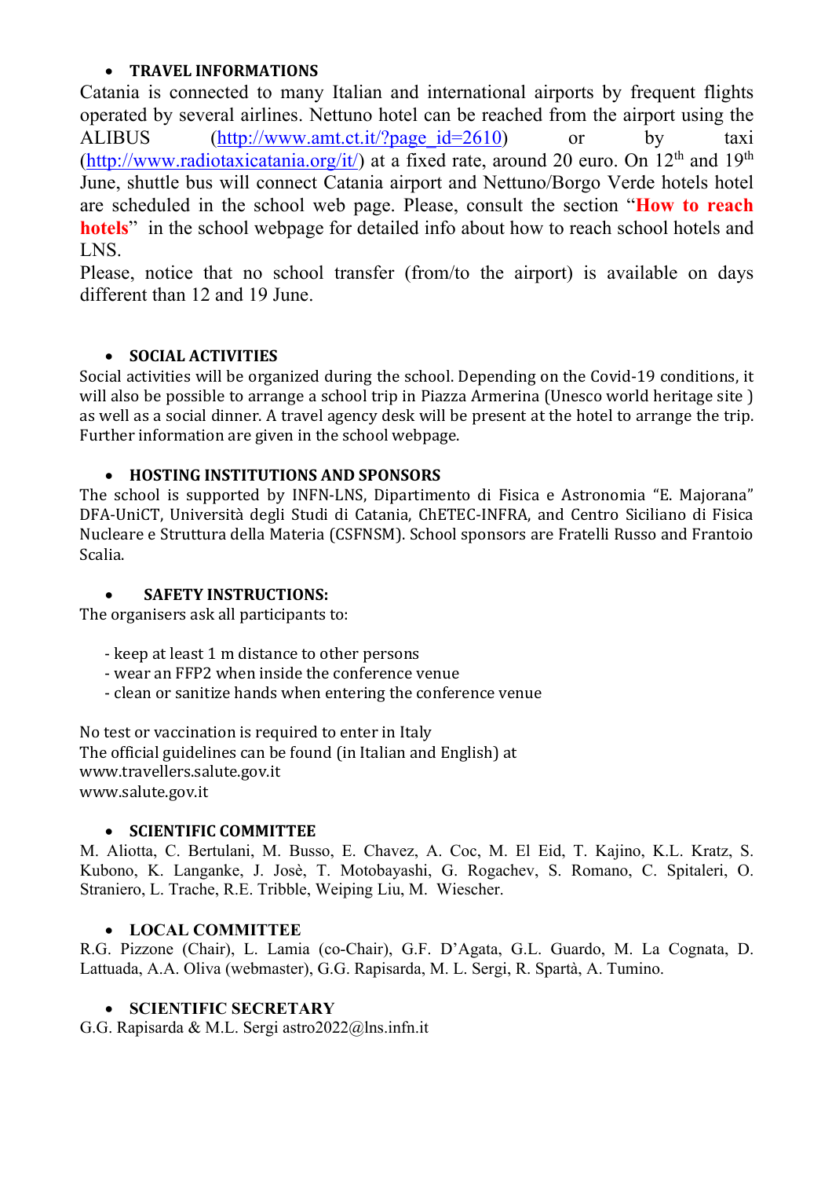- **TRAVEL INFORMATIONS**

Catania is connected to many Italian and international airports by frequent flights operated by several airlines. Nettuno hotel can be reached from the airport using the ALIBUS (http://www.amt.ct.it/?page_id=2610) or by taxi (http://www.radiotaxicatania.org/it/) at a fixed rate, around 20 euro. On 12th and 19th June, shuttle bus will connect Catania airport and Nettuno/Borgo Verde hotels hotel are scheduled in the school web page. Please, consult the section "**How to reach hotels**" in the school webpage for detailed info about how to reach school hotels and LNS.

Please, notice that no school transfer (from/to the airport) is available on days different than 12 and 19 June.

- **SOCIAL ACTIVITIES**

Social activities will be organized during the school. Depending on the Covid-19 conditions, it will also be possible to arrange a school trip in Piazza Armerina (Unesco world heritage site ) as well as a social dinner. A travel agency desk will be present at the hotel to arrange the trip. Further information are given in the school webpage.

- **HOSTING INSTITUTIONS AND SPONSORS**

The school is supported by INFN-LNS, Dipartimento di Fisica e Astronomia "E. Majorana" DFA-UniCT, Università degli Studi di Catania, ChETEC-INFRA, and Centro Siciliano di Fisica Nucleare e Struttura della Materia (CSFNSM). School sponsors are Fratelli Russo and Frantoio Scalia.

- **SAFETY INSTRUCTIONS:**

The organisers ask all participants to:

- keep at least 1 m distance to other persons
- wear an FFP2 when inside the conference venue
- clean or sanitize hands when entering the conference venue

No test or vaccination is required to enter in Italy
The official guidelines can be found (in Italian and English) at
www.travellers.salute.gov.it
www.salute.gov.it

- **SCIENTIFIC COMMITTEE**

M. Aliotta, C. Bertulani, M. Busso, E. Chavez, A. Coc, M. El Eid, T. Kajino, K.L. Kratz, S. Kubono, K. Langanke, J. Josè, T. Motobayashi, G. Rogachev, S. Romano, C. Spitaleri, O. Straniero, L. Trache, R.E. Tribble, Weiping Liu, M. Wiescher.

- **LOCAL COMMITTEE**

R.G. Pizzone (Chair), L. Lamia (co-Chair), G.F. D'Agata, G.L. Guardo, M. La Cognata, D. Lattuada, A.A. Oliva (webmaster), G.G. Rapisarda, M. L. Sergi, R. Spartà, A. Tumino.

- **SCIENTIFIC SECRETARY**

G.G. Rapisarda & M.L. Sergi astro2022@lns.infn.it